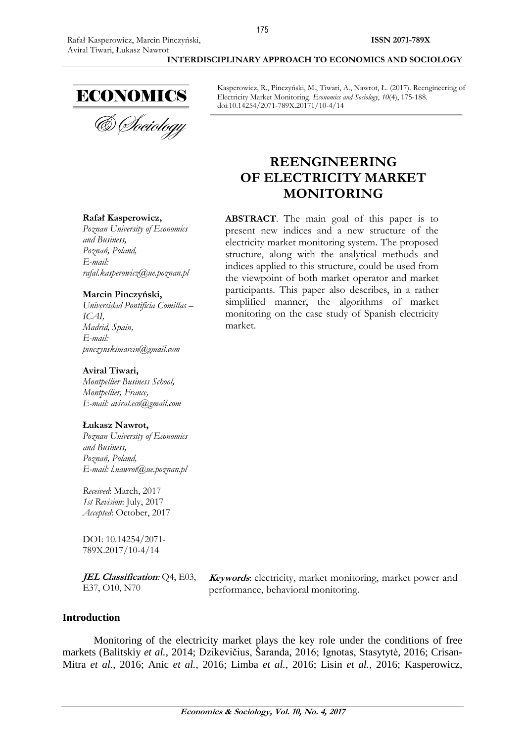ECONOMICS & Sociology

Kasperowicz, R., Pinczyński, M., Tiwari, A., Nawrot, Ł. (2017). Reengineering of Electricity Market Monitoring. *Economics and Sociology*, *10*(4), 175-188. doi:10.14254/2071-789X.20171/10-4/14

# REENGINEERING OF ELECTRICITY MARKET MONITORING

**Rafał Kasperowicz,**
*Poznan University of Economics and Business,*
*Poznań, Poland,*
*E-mail: rafal.kasperowicz@ue.poznan.pl*

**Marcin Pinczyński,**
*Universidad Pontificia Comillas – ICAI,*
*Madrid, Spain,*
*E-mail: pinczynskimarcin@gmail.com*

**Aviral Tiwari,**
*Montpellier Business School,*
*Montpellier, France,*
*E-mail: aviral.eco@gmail.com*

**Łukasz Nawrot,**
*Poznan University of Economics and Business,*
*Poznań, Poland,*
*E-mail: l.nawrot@ue.poznan.pl*

*Received*: March, 2017
*1st Revision*: July, 2017
*Accepted*: October, 2017

DOI: 10.14254/2071-789X.2017/10-4/14

**ABSTRACT**. The main goal of this paper is to present new indices and a new structure of the electricity market monitoring system. The proposed structure, along with the analytical methods and indices applied to this structure, could be used from the viewpoint of both market operator and market participants. This paper also describes, in a rather simplified manner, the algorithms of market monitoring on the case study of Spanish electricity market.

***JEL Classification**:* Q4, E03, E37, O10, N70

***Keywords***: electricity, market monitoring, market power and performance, behavioral monitoring.

## Introduction

Monitoring of the electricity market plays the key role under the conditions of free markets (Balitskiy *et al.*, 2014; Dzikevičius, Šaranda, 2016; Ignotas, Stasytytė, 2016; Crisan-Mitra *et al.*, 2016; Anic *et al.*, 2016; Limba *et al.*, 2016; Lisin *et al.*, 2016; Kasperowicz,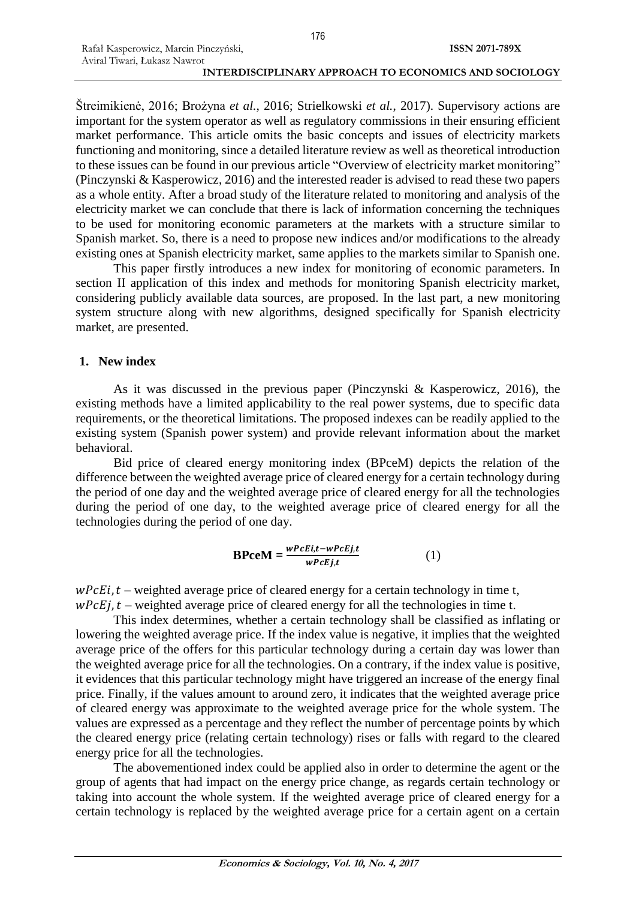Štreimikienė, 2016; Brożyna *et al.*, 2016; Strielkowski *et al.*, 2017). Supervisory actions are important for the system operator as well as regulatory commissions in their ensuring efficient market performance. This article omits the basic concepts and issues of electricity markets functioning and monitoring, since a detailed literature review as well as theoretical introduction to these issues can be found in our previous article "Overview of electricity market monitoring" (Pinczynski & Kasperowicz, 2016) and the interested reader is advised to read these two papers as a whole entity. After a broad study of the literature related to monitoring and analysis of the electricity market we can conclude that there is lack of information concerning the techniques to be used for monitoring economic parameters at the markets with a structure similar to Spanish market. So, there is a need to propose new indices and/or modifications to the already existing ones at Spanish electricity market, same applies to the markets similar to Spanish one.

This paper firstly introduces a new index for monitoring of economic parameters. In section II application of this index and methods for monitoring Spanish electricity market, considering publicly available data sources, are proposed. In the last part, a new monitoring system structure along with new algorithms, designed specifically for Spanish electricity market, are presented.

## 1. New index

As it was discussed in the previous paper (Pinczynski & Kasperowicz, 2016), the existing methods have a limited applicability to the real power systems, due to specific data requirements, or the theoretical limitations. The proposed indexes can be readily applied to the existing system (Spanish power system) and provide relevant information about the market behavioral.

Bid price of cleared energy monitoring index (BPceM) depicts the relation of the difference between the weighted average price of cleared energy for a certain technology during the period of one day and the weighted average price of cleared energy for all the technologies during the period of one day, to the weighted average price of cleared energy for all the technologies during the period of one day.

$$\mathbf{BPceM} = \frac{wPcEi,t - wPcEj,t}{wPcEj,t} \tag{1}$$

$wPcEi, t$ – weighted average price of cleared energy for a certain technology in time t,
$wPcEj, t$ – weighted average price of cleared energy for all the technologies in time t.

This index determines, whether a certain technology shall be classified as inflating or lowering the weighted average price. If the index value is negative, it implies that the weighted average price of the offers for this particular technology during a certain day was lower than the weighted average price for all the technologies. On a contrary, if the index value is positive, it evidences that this particular technology might have triggered an increase of the energy final price. Finally, if the values amount to around zero, it indicates that the weighted average price of cleared energy was approximate to the weighted average price for the whole system. The values are expressed as a percentage and they reflect the number of percentage points by which the cleared energy price (relating certain technology) rises or falls with regard to the cleared energy price for all the technologies.

The abovementioned index could be applied also in order to determine the agent or the group of agents that had impact on the energy price change, as regards certain technology or taking into account the whole system. If the weighted average price of cleared energy for a certain technology is replaced by the weighted average price for a certain agent on a certain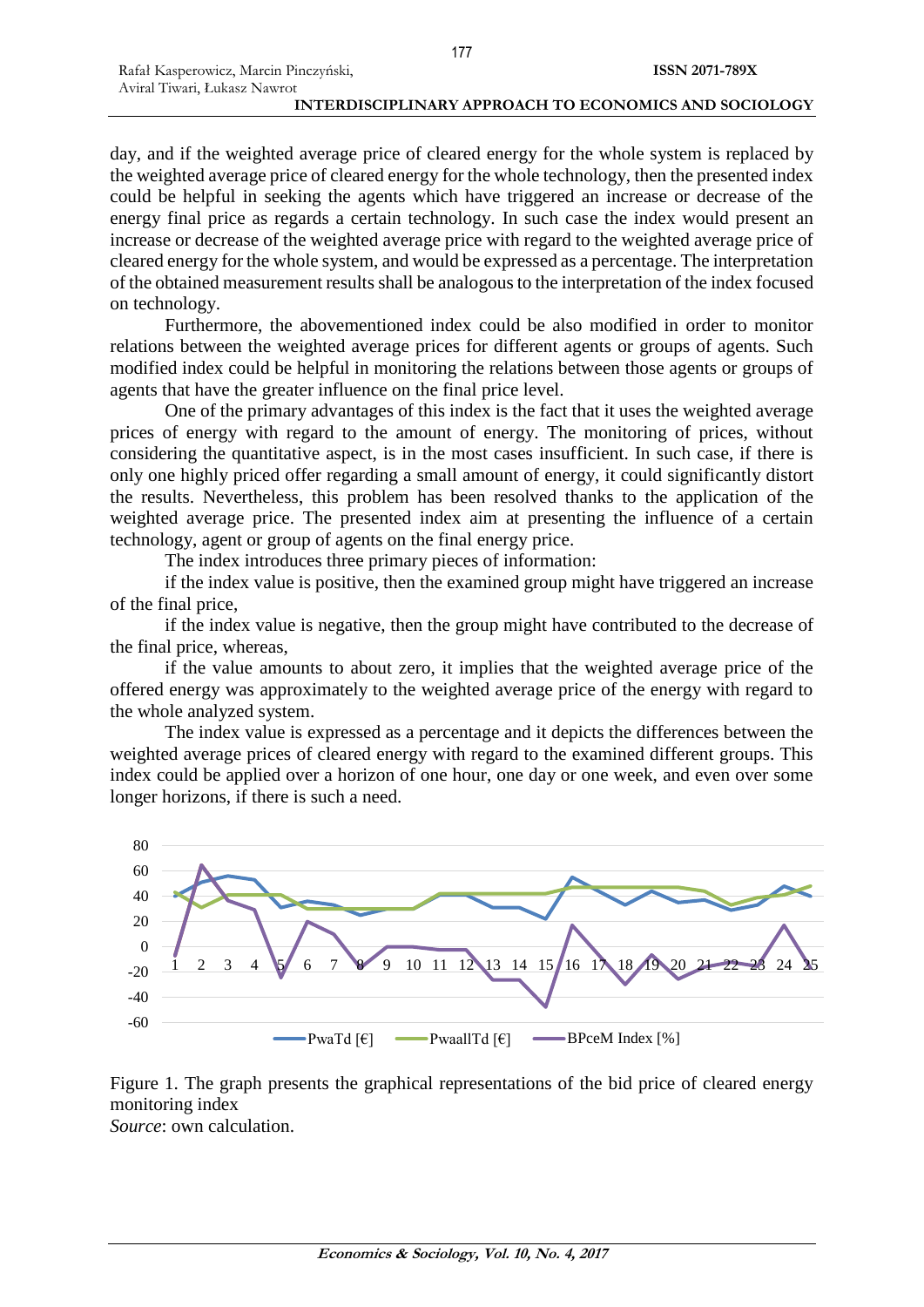day, and if the weighted average price of cleared energy for the whole system is replaced by the weighted average price of cleared energy for the whole technology, then the presented index could be helpful in seeking the agents which have triggered an increase or decrease of the energy final price as regards a certain technology. In such case the index would present an increase or decrease of the weighted average price with regard to the weighted average price of cleared energy for the whole system, and would be expressed as a percentage. The interpretation of the obtained measurement results shall be analogous to the interpretation of the index focused on technology.

Furthermore, the abovementioned index could be also modified in order to monitor relations between the weighted average prices for different agents or groups of agents. Such modified index could be helpful in monitoring the relations between those agents or groups of agents that have the greater influence on the final price level.

One of the primary advantages of this index is the fact that it uses the weighted average prices of energy with regard to the amount of energy. The monitoring of prices, without considering the quantitative aspect, is in the most cases insufficient. In such case, if there is only one highly priced offer regarding a small amount of energy, it could significantly distort the results. Nevertheless, this problem has been resolved thanks to the application of the weighted average price. The presented index aim at presenting the influence of a certain technology, agent or group of agents on the final energy price.

The index introduces three primary pieces of information:

if the index value is positive, then the examined group might have triggered an increase of the final price,

if the index value is negative, then the group might have contributed to the decrease of the final price, whereas,

if the value amounts to about zero, it implies that the weighted average price of the offered energy was approximately to the weighted average price of the energy with regard to the whole analyzed system.

The index value is expressed as a percentage and it depicts the differences between the weighted average prices of cleared energy with regard to the examined different groups. This index could be applied over a horizon of one hour, one day or one week, and even over some longer horizons, if there is such a need.

80
60
40
20
0
-20
-40
-60
1 2 3 4 5 6 7 8 9 10 11 12 13 14 15 16 17 18 19 20 21 22 23 24 25
PwaTd [€]
PwaallTd [€]
BPceM Index [%]

Figure 1. The graph presents the graphical representations of the bid price of cleared energy monitoring index

*Source*: own calculation.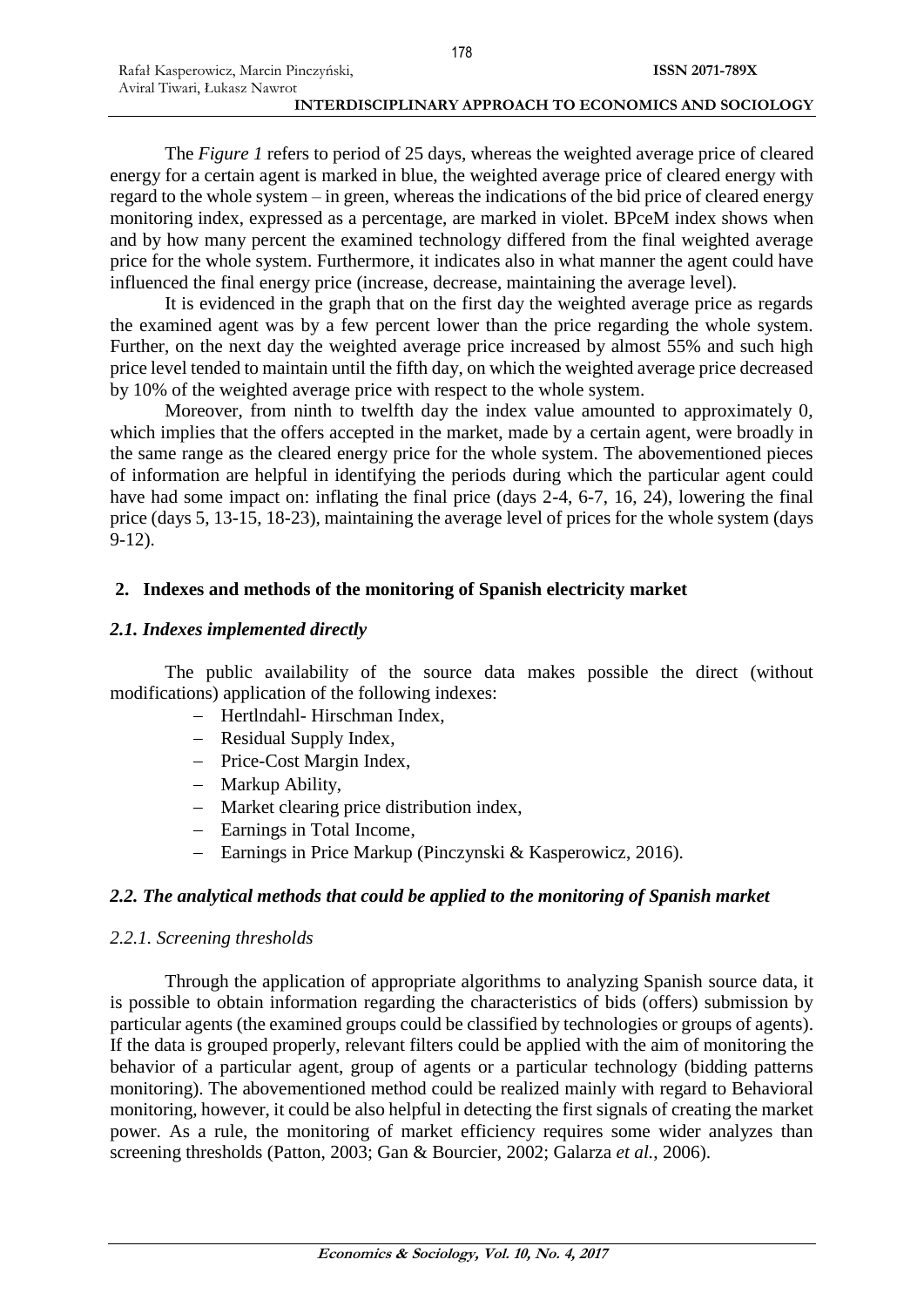The *Figure 1* refers to period of 25 days, whereas the weighted average price of cleared energy for a certain agent is marked in blue, the weighted average price of cleared energy with regard to the whole system – in green, whereas the indications of the bid price of cleared energy monitoring index, expressed as a percentage, are marked in violet. BPceM index shows when and by how many percent the examined technology differed from the final weighted average price for the whole system. Furthermore, it indicates also in what manner the agent could have influenced the final energy price (increase, decrease, maintaining the average level).

It is evidenced in the graph that on the first day the weighted average price as regards the examined agent was by a few percent lower than the price regarding the whole system. Further, on the next day the weighted average price increased by almost 55% and such high price level tended to maintain until the fifth day, on which the weighted average price decreased by 10% of the weighted average price with respect to the whole system.

Moreover, from ninth to twelfth day the index value amounted to approximately 0, which implies that the offers accepted in the market, made by a certain agent, were broadly in the same range as the cleared energy price for the whole system. The abovementioned pieces of information are helpful in identifying the periods during which the particular agent could have had some impact on: inflating the final price (days 2-4, 6-7, 16, 24), lowering the final price (days 5, 13-15, 18-23), maintaining the average level of prices for the whole system (days 9-12).

## 2. Indexes and methods of the monitoring of Spanish electricity market

### *2.1. Indexes implemented directly*

The public availability of the source data makes possible the direct (without modifications) application of the following indexes:

- Hertlndahl- Hirschman Index,
- Residual Supply Index,
- Price-Cost Margin Index,
- Markup Ability,
- Market clearing price distribution index,
- Earnings in Total Income,
- Earnings in Price Markup (Pinczynski & Kasperowicz, 2016).

### *2.2. The analytical methods that could be applied to the monitoring of Spanish market*

#### *2.2.1. Screening thresholds*

Through the application of appropriate algorithms to analyzing Spanish source data, it is possible to obtain information regarding the characteristics of bids (offers) submission by particular agents (the examined groups could be classified by technologies or groups of agents). If the data is grouped properly, relevant filters could be applied with the aim of monitoring the behavior of a particular agent, group of agents or a particular technology (bidding patterns monitoring). The abovementioned method could be realized mainly with regard to Behavioral monitoring, however, it could be also helpful in detecting the first signals of creating the market power. As a rule, the monitoring of market efficiency requires some wider analyzes than screening thresholds (Patton, 2003; Gan & Bourcier, 2002; Galarza *et al.*, 2006).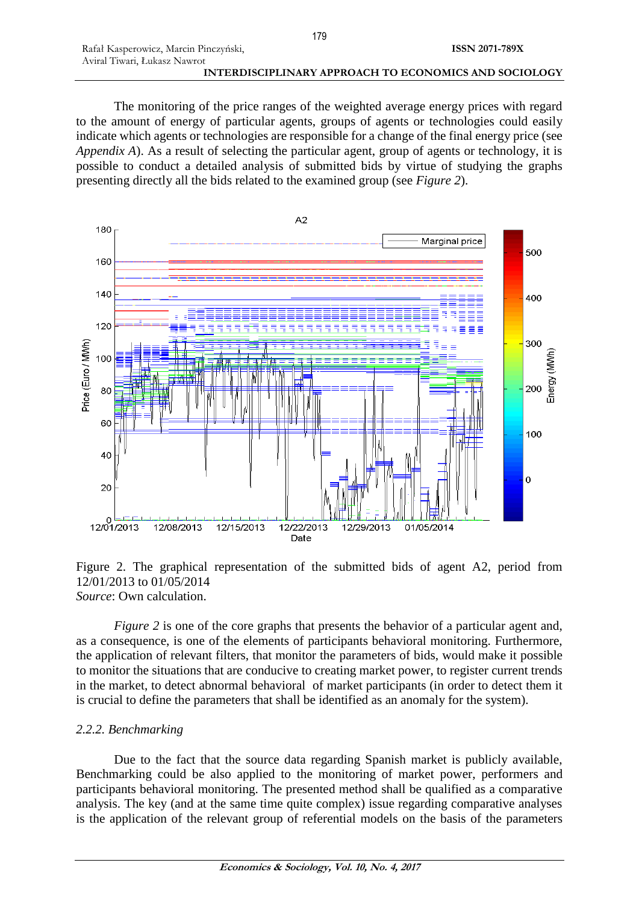The monitoring of the price ranges of the weighted average energy prices with regard to the amount of energy of particular agents, groups of agents or technologies could easily indicate which agents or technologies are responsible for a change of the final energy price (see *Appendix A*). As a result of selecting the particular agent, group of agents or technology, it is possible to conduct a detailed analysis of submitted bids by virtue of studying the graphs presenting directly all the bids related to the examined group (see *Figure 2*).

A2

Marginal price

Price (Euro / MWh)

180
160
140
120
100
80
60
40
20
0

Energy (MWh)

500
400
300
200
100
0

12/01/2013 12/08/2013 12/15/2013 12/22/2013 12/29/2013 01/05/2014

Date

Figure 2. The graphical representation of the submitted bids of agent A2, period from 12/01/2013 to 01/05/2014

*Source*: Own calculation.

*Figure 2* is one of the core graphs that presents the behavior of a particular agent and, as a consequence, is one of the elements of participants behavioral monitoring. Furthermore, the application of relevant filters, that monitor the parameters of bids, would make it possible to monitor the situations that are conducive to creating market power, to register current trends in the market, to detect abnormal behavioral of market participants (in order to detect them it is crucial to define the parameters that shall be identified as an anomaly for the system).

### *2.2.2. Benchmarking*

Due to the fact that the source data regarding Spanish market is publicly available, Benchmarking could be also applied to the monitoring of market power, performers and participants behavioral monitoring. The presented method shall be qualified as a comparative analysis. The key (and at the same time quite complex) issue regarding comparative analyses is the application of the relevant group of referential models on the basis of the parameters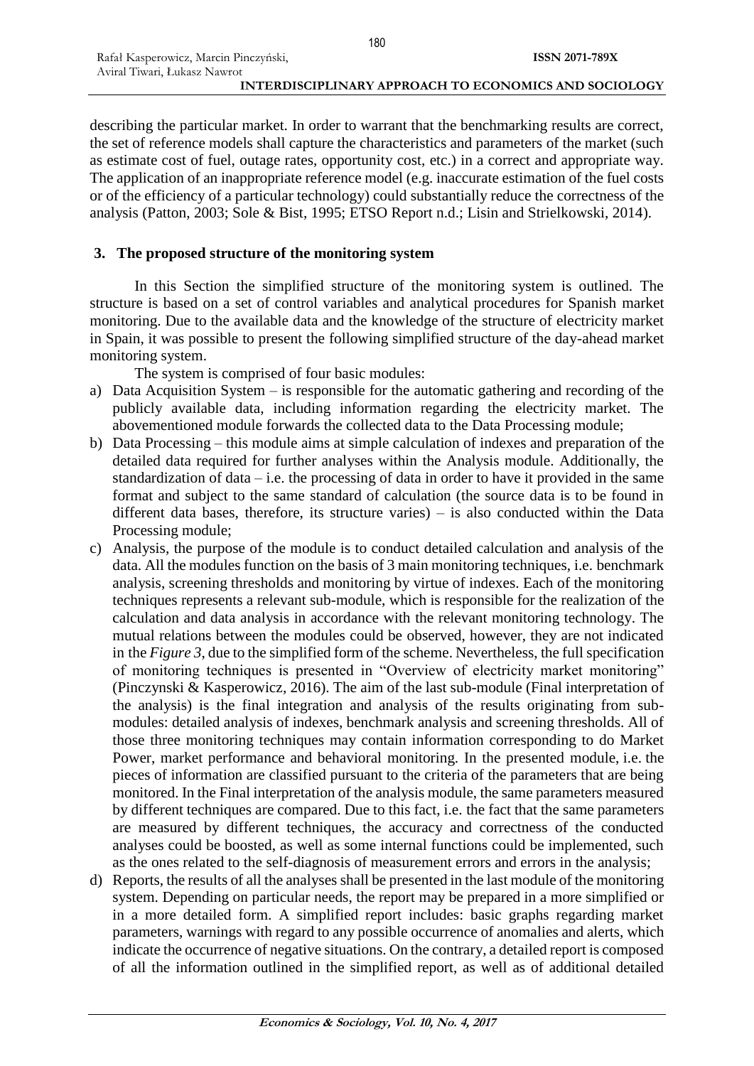describing the particular market. In order to warrant that the benchmarking results are correct, the set of reference models shall capture the characteristics and parameters of the market (such as estimate cost of fuel, outage rates, opportunity cost, etc.) in a correct and appropriate way. The application of an inappropriate reference model (e.g. inaccurate estimation of the fuel costs or of the efficiency of a particular technology) could substantially reduce the correctness of the analysis (Patton, 2003; Sole & Bist, 1995; ETSO Report n.d.; Lisin and Strielkowski, 2014).

## 3. The proposed structure of the monitoring system

In this Section the simplified structure of the monitoring system is outlined. The structure is based on a set of control variables and analytical procedures for Spanish market monitoring. Due to the available data and the knowledge of the structure of electricity market in Spain, it was possible to present the following simplified structure of the day-ahead market monitoring system.

The system is comprised of four basic modules:

a) Data Acquisition System – is responsible for the automatic gathering and recording of the publicly available data, including information regarding the electricity market. The abovementioned module forwards the collected data to the Data Processing module;
b) Data Processing – this module aims at simple calculation of indexes and preparation of the detailed data required for further analyses within the Analysis module. Additionally, the standardization of data – i.e. the processing of data in order to have it provided in the same format and subject to the same standard of calculation (the source data is to be found in different data bases, therefore, its structure varies) – is also conducted within the Data Processing module;
c) Analysis, the purpose of the module is to conduct detailed calculation and analysis of the data. All the modules function on the basis of 3 main monitoring techniques, i.e. benchmark analysis, screening thresholds and monitoring by virtue of indexes. Each of the monitoring techniques represents a relevant sub-module, which is responsible for the realization of the calculation and data analysis in accordance with the relevant monitoring technology. The mutual relations between the modules could be observed, however, they are not indicated in the *Figure 3*, due to the simplified form of the scheme. Nevertheless, the full specification of monitoring techniques is presented in "Overview of electricity market monitoring" (Pinczynski & Kasperowicz, 2016). The aim of the last sub-module (Final interpretation of the analysis) is the final integration and analysis of the results originating from sub-modules: detailed analysis of indexes, benchmark analysis and screening thresholds. All of those three monitoring techniques may contain information corresponding to do Market Power, market performance and behavioral monitoring. In the presented module, i.e. the pieces of information are classified pursuant to the criteria of the parameters that are being monitored. In the Final interpretation of the analysis module, the same parameters measured by different techniques are compared. Due to this fact, i.e. the fact that the same parameters are measured by different techniques, the accuracy and correctness of the conducted analyses could be boosted, as well as some internal functions could be implemented, such as the ones related to the self-diagnosis of measurement errors and errors in the analysis;
d) Reports, the results of all the analyses shall be presented in the last module of the monitoring system. Depending on particular needs, the report may be prepared in a more simplified or in a more detailed form. A simplified report includes: basic graphs regarding market parameters, warnings with regard to any possible occurrence of anomalies and alerts, which indicate the occurrence of negative situations. On the contrary, a detailed report is composed of all the information outlined in the simplified report, as well as of additional detailed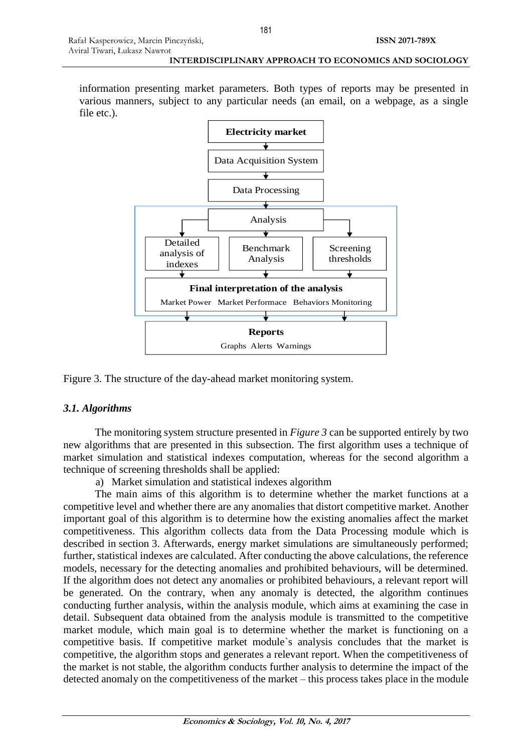information presenting market parameters. Both types of reports may be presented in various manners, subject to any particular needs (an email, on a webpage, as a single file etc.).

**Electricity market**

Data Acquisition System

Data Processing

Analysis

Detailed analysis of indexes

Benchmark Analysis

Screening thresholds

**Final interpretation of the analysis**

Market Power Market Performace Behaviors Monitoring

**Reports**

Graphs Alerts Warnings

Figure 3. The structure of the day-ahead market monitoring system.

### *3.1. Algorithms*

The monitoring system structure presented in *Figure 3* can be supported entirely by two new algorithms that are presented in this subsection. The first algorithm uses a technique of market simulation and statistical indexes computation, whereas for the second algorithm a technique of screening thresholds shall be applied:

a) Market simulation and statistical indexes algorithm

The main aims of this algorithm is to determine whether the market functions at a competitive level and whether there are any anomalies that distort competitive market. Another important goal of this algorithm is to determine how the existing anomalies affect the market competitiveness. This algorithm collects data from the Data Processing module which is described in section 3. Afterwards, energy market simulations are simultaneously performed; further, statistical indexes are calculated. After conducting the above calculations, the reference models, necessary for the detecting anomalies and prohibited behaviours, will be determined. If the algorithm does not detect any anomalies or prohibited behaviours, a relevant report will be generated. On the contrary, when any anomaly is detected, the algorithm continues conducting further analysis, within the analysis module, which aims at examining the case in detail. Subsequent data obtained from the analysis module is transmitted to the competitive market module, which main goal is to determine whether the market is functioning on a competitive basis. If competitive market module`s analysis concludes that the market is competitive, the algorithm stops and generates a relevant report. When the competitiveness of the market is not stable, the algorithm conducts further analysis to determine the impact of the detected anomaly on the competitiveness of the market – this process takes place in the module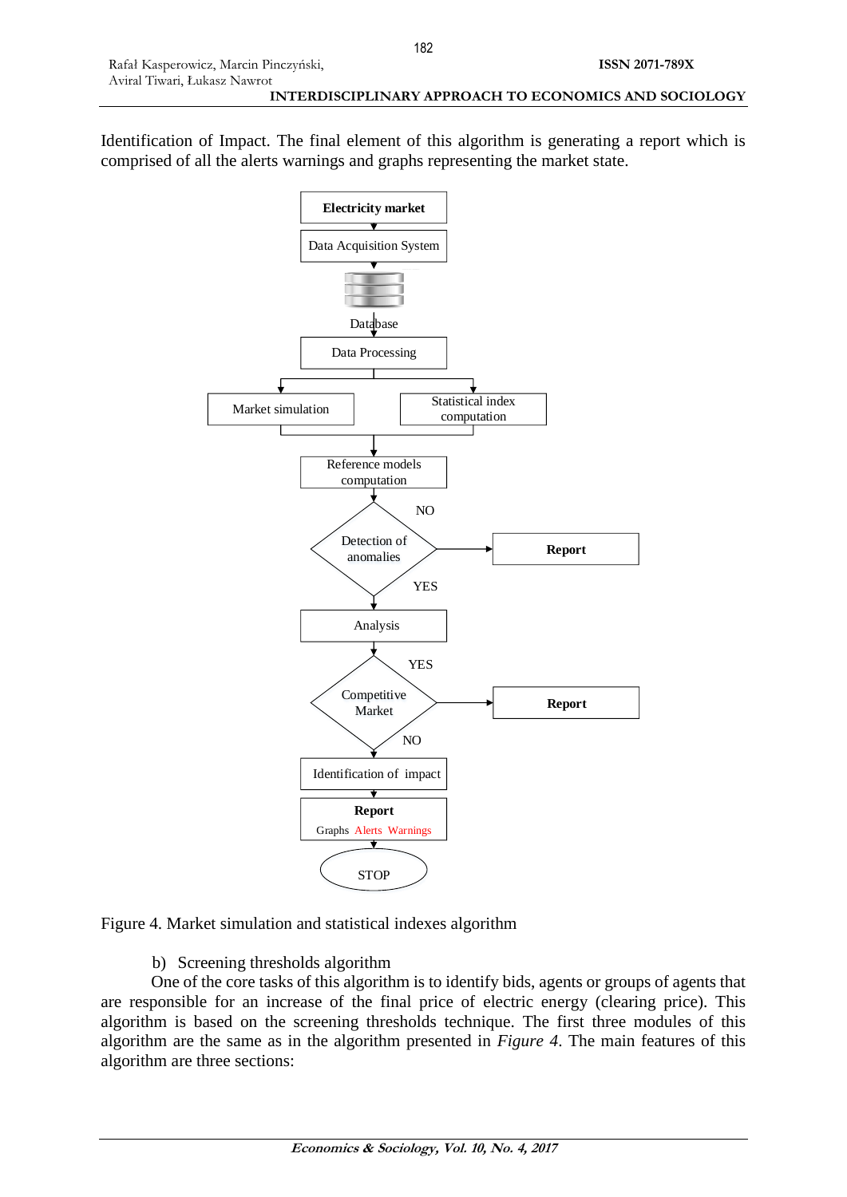Identification of Impact. The final element of this algorithm is generating a report which is comprised of all the alerts warnings and graphs representing the market state.

Electricity market

Data Acquisition System

Database

Data Processing

Market simulation

Statistical index computation

Reference models computation

Detection of anomalies

NO

Report

YES

Analysis

YES

Competitive Market

Report

NO

Identification of impact

Report

Graphs Alerts Warnings

STOP

Figure 4. Market simulation and statistical indexes algorithm

b) Screening thresholds algorithm

One of the core tasks of this algorithm is to identify bids, agents or groups of agents that are responsible for an increase of the final price of electric energy (clearing price). This algorithm is based on the screening thresholds technique. The first three modules of this algorithm are the same as in the algorithm presented in *Figure 4*. The main features of this algorithm are three sections: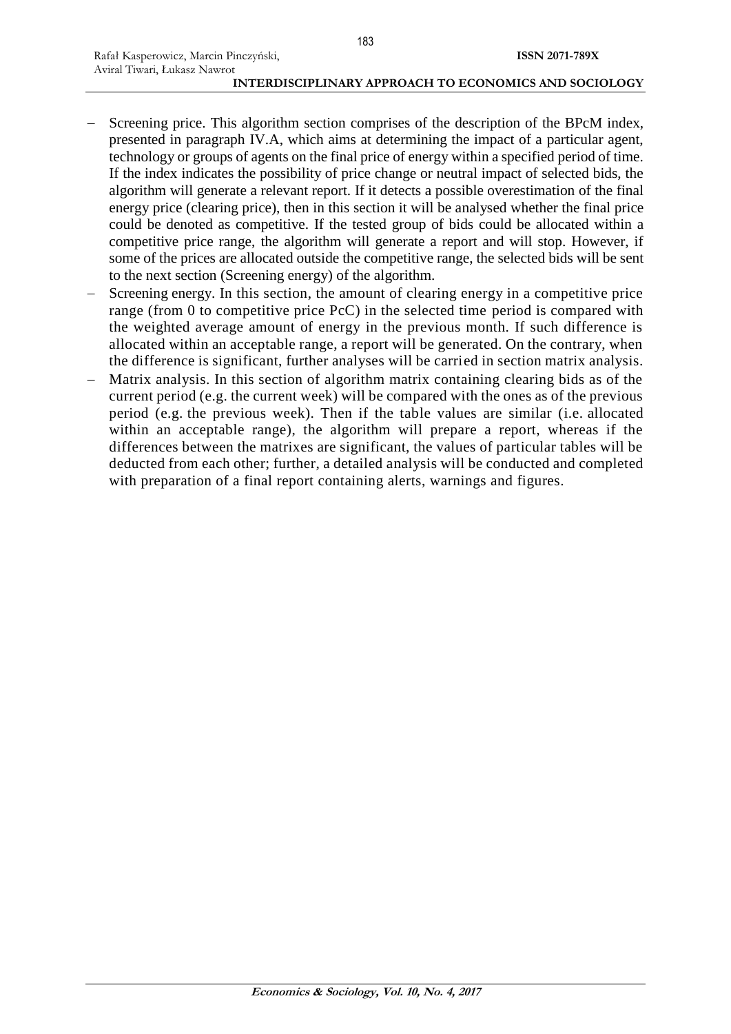- Screening price. This algorithm section comprises of the description of the BPcM index, presented in paragraph IV.A, which aims at determining the impact of a particular agent, technology or groups of agents on the final price of energy within a specified period of time. If the index indicates the possibility of price change or neutral impact of selected bids, the algorithm will generate a relevant report. If it detects a possible overestimation of the final energy price (clearing price), then in this section it will be analysed whether the final price could be denoted as competitive. If the tested group of bids could be allocated within a competitive price range, the algorithm will generate a report and will stop. However, if some of the prices are allocated outside the competitive range, the selected bids will be sent to the next section (Screening energy) of the algorithm.
- Screening energy. In this section, the amount of clearing energy in a competitive price range (from 0 to competitive price PcC) in the selected time period is compared with the weighted average amount of energy in the previous month. If such difference is allocated within an acceptable range, a report will be generated. On the contrary, when the difference is significant, further analyses will be carried in section matrix analysis.
- Matrix analysis. In this section of algorithm matrix containing clearing bids as of the current period (e.g. the current week) will be compared with the ones as of the previous period (e.g. the previous week). Then if the table values are similar (i.e. allocated within an acceptable range), the algorithm will prepare a report, whereas if the differences between the matrixes are significant, the values of particular tables will be deducted from each other; further, a detailed analysis will be conducted and completed with preparation of a final report containing alerts, warnings and figures.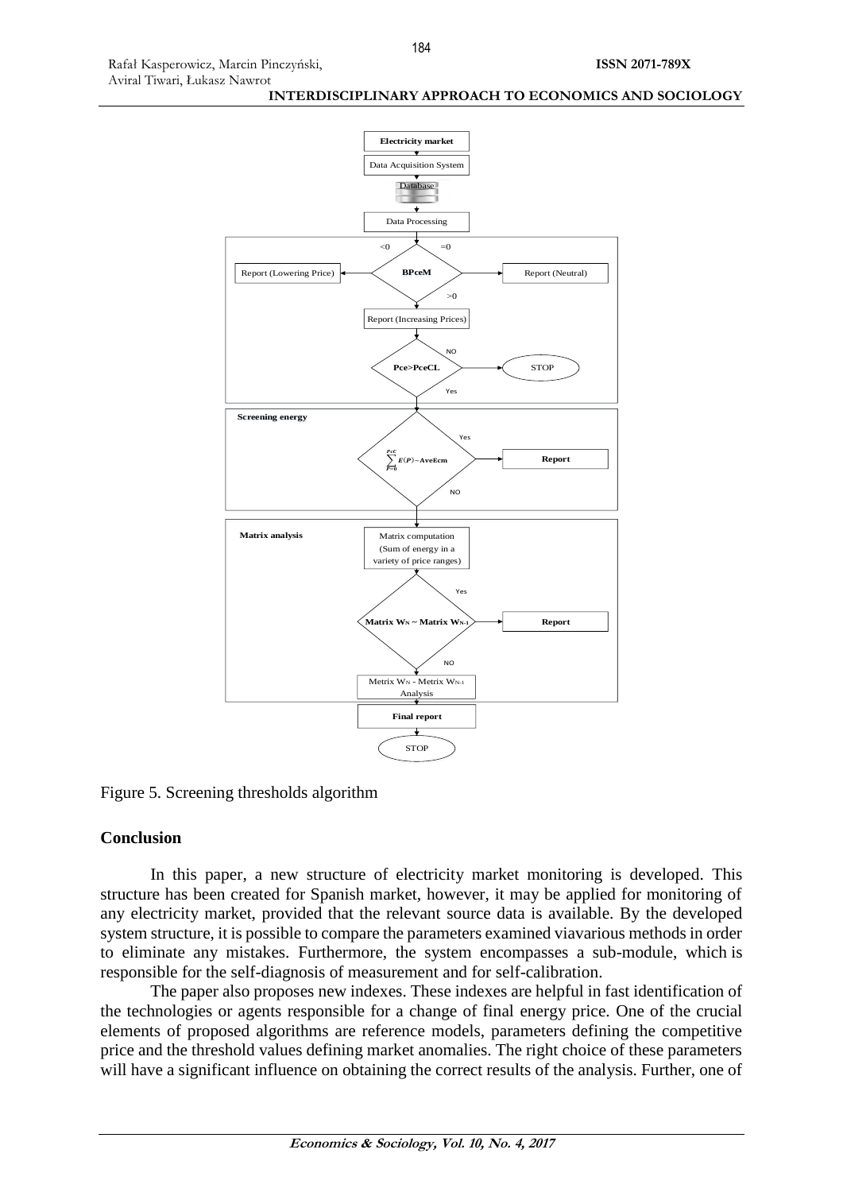Electricity market

Data Acquisition System

Database

Data Processing

<0

=0

BPceM

Report (Lowering Price)

Report (Neutral)

>0

Report (Increasing Prices)

NO

Pce>PceCL

STOP

Yes

Screening energy

Yes

$\sum_{P=0}^{PcC} E(P) \sim$ AveEcm

Report

NO

Matrix analysis

Matrix computation (Sum of energy in a variety of price ranges)

Yes

Matrix $W_N$ ~ Matrix $W_{N-1}$

Report

NO

Metrix $W_N$ - Metrix $W_{N-1}$ Analysis

Final report

STOP

Figure 5. Screening thresholds algorithm

## Conclusion

In this paper, a new structure of electricity market monitoring is developed. This structure has been created for Spanish market, however, it may be applied for monitoring of any electricity market, provided that the relevant source data is available. By the developed system structure, it is possible to compare the parameters examined viavarious methods in order to eliminate any mistakes. Furthermore, the system encompasses a sub-module, which is responsible for the self-diagnosis of measurement and for self-calibration.

The paper also proposes new indexes. These indexes are helpful in fast identification of the technologies or agents responsible for a change of final energy price. One of the crucial elements of proposed algorithms are reference models, parameters defining the competitive price and the threshold values defining market anomalies. The right choice of these parameters will have a significant influence on obtaining the correct results of the analysis. Further, one of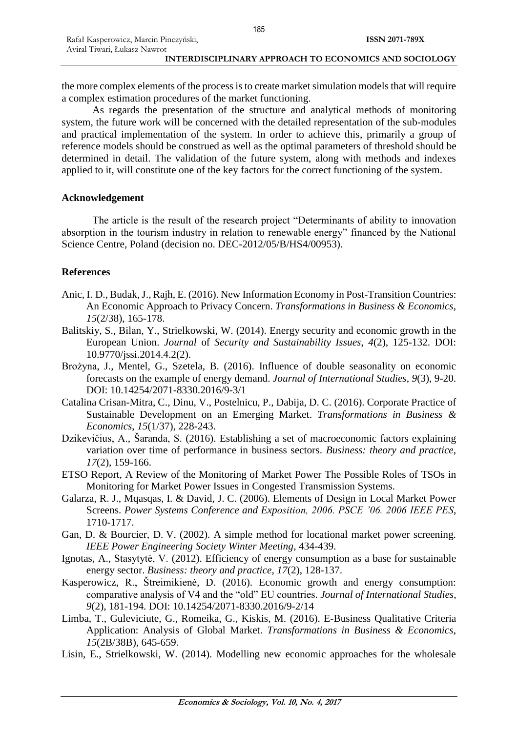the more complex elements of the process is to create market simulation models that will require a complex estimation procedures of the market functioning.

As regards the presentation of the structure and analytical methods of monitoring system, the future work will be concerned with the detailed representation of the sub-modules and practical implementation of the system. In order to achieve this, primarily a group of reference models should be construed as well as the optimal parameters of threshold should be determined in detail. The validation of the future system, along with methods and indexes applied to it, will constitute one of the key factors for the correct functioning of the system.

## Acknowledgement

The article is the result of the research project "Determinants of ability to innovation absorption in the tourism industry in relation to renewable energy" financed by the National Science Centre, Poland (decision no. DEC-2012/05/B/HS4/00953).

## References

Anic, I. D., Budak, J., Rajh, E. (2016). New Information Economy in Post-Transition Countries: An Economic Approach to Privacy Concern. *Transformations in Business & Economics*, *15*(2/38), 165-178.

Balitskiy, S., Bilan, Y., Strielkowski, W. (2014). Energy security and economic growth in the European Union. *Journal* of *Security and Sustainability Issues*, *4*(2), 125-132. DOI: 10.9770/jssi.2014.4.2(2).

Brożyna, J., Mentel, G., Szetela, B. (2016). Influence of double seasonality on economic forecasts on the example of energy demand. *Journal of International Studies*, *9*(3), 9-20. DOI: 10.14254/2071-8330.2016/9-3/1

Catalina Crisan-Mitra, C., Dinu, V., Postelnicu, P., Dabija, D. C. (2016). Corporate Practice of Sustainable Development on an Emerging Market. *Transformations in Business & Economics, 15*(1/37), 228-243.

Dzikevičius, A., Šaranda, S. (2016). Establishing a set of macroeconomic factors explaining variation over time of performance in business sectors. *Business: theory and practice*, *17*(2), 159-166.

ETSO Report, A Review of the Monitoring of Market Power The Possible Roles of TSOs in Monitoring for Market Power Issues in Congested Transmission Systems.

Galarza, R. J., Mqasqas, I. & David, J. C. (2006). Elements of Design in Local Market Power Screens. *Power Systems Conference and Exposition, 2006. PSCE '06. 2006 IEEE PES*, 1710-1717.

Gan, D. & Bourcier, D. V. (2002). A simple method for locational market power screening. *IEEE Power Engineering Society Winter Meeting*, 434-439.

Ignotas, A., Stasytytė, V. (2012). Efficiency of energy consumption as a base for sustainable energy sector. *Business: theory and practice, 17*(2), 128-137.

Kasperowicz, R., Štreimikienė, D. (2016). Economic growth and energy consumption: comparative analysis of V4 and the "old" EU countries. *Journal of International Studies*, *9*(2), 181-194. DOI: 10.14254/2071-8330.2016/9-2/14

Limba, T., Guleviciute, G., Romeika, G., Kiskis, M. (2016). E-Business Qualitative Criteria Application: Analysis of Global Market. *Transformations in Business & Economics*, *15*(2B/38B), 645-659.

Lisin, E., Strielkowski, W. (2014). Modelling new economic approaches for the wholesale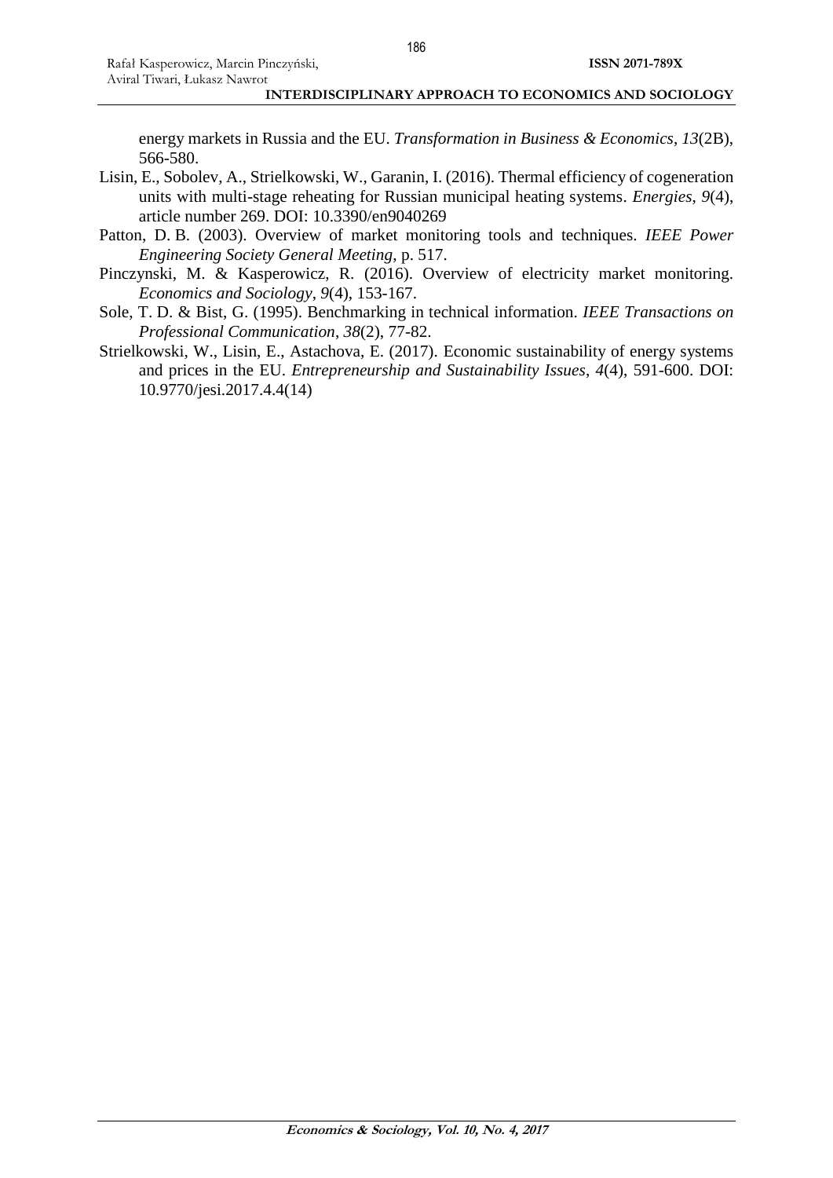energy markets in Russia and the EU. *Transformation in Business & Economics*, *13*(2B), 566-580.

Lisin, E., Sobolev, A., Strielkowski, W., Garanin, I. (2016). Thermal efficiency of cogeneration units with multi-stage reheating for Russian municipal heating systems. *Energies*, *9*(4), article number 269. DOI: 10.3390/en9040269

Patton, D. B. (2003). Overview of market monitoring tools and techniques. *IEEE Power Engineering Society General Meeting*, p. 517.

Pinczynski, M. & Kasperowicz, R. (2016). Overview of electricity market monitoring. *Economics and Sociology*, *9*(4), 153-167.

Sole, T. D. & Bist, G. (1995). Benchmarking in technical information. *IEEE Transactions on Professional Communication*, *38*(2), 77-82.

Strielkowski, W., Lisin, E., Astachova, E. (2017). Economic sustainability of energy systems and prices in the EU. *Entrepreneurship and Sustainability Issues*, *4*(4), 591-600. DOI: 10.9770/jesi.2017.4.4(14)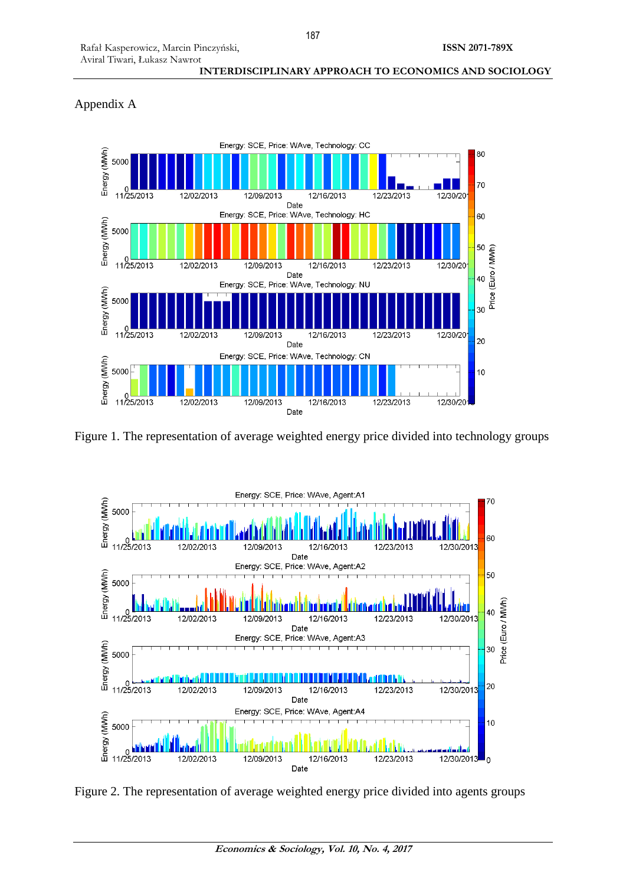Appendix A

Energy: SCE, Price: WAve, Technology: CC

Energy (MWh)

5000

0

11/25/2013 12/02/2013 12/09/2013 12/16/2013 12/23/2013 12/30/20

Date

Energy: SCE, Price: WAve, Technology: HC

Energy (MWh)

5000

0

11/25/2013 12/02/2013 12/09/2013 12/16/2013 12/23/2013 12/30/20

Date

Energy: SCE, Price: WAve, Technology: NU

Energy (MWh)

5000

0

11/25/2013 12/02/2013 12/09/2013 12/16/2013 12/23/2013 12/30/20

Date

Energy: SCE, Price: WAve, Technology: CN

Energy (MWh)

5000

0

11/25/2013 12/02/2013 12/09/2013 12/16/2013 12/23/2013 12/30/20

Date

Price (Euro / MWh)

80 70 60 50 40 30 20 10

Figure 1. The representation of average weighted energy price divided into technology groups

Energy: SCE, Price: WAve, Agent:A1

Energy (MWh)

5000

0

11/25/2013 12/02/2013 12/09/2013 12/16/2013 12/23/2013 12/30/2013

Date

Energy: SCE, Price: WAve, Agent:A2

Energy (MWh)

5000

0

11/25/2013 12/02/2013 12/09/2013 12/16/2013 12/23/2013 12/30/2013

Date

Energy: SCE, Price: WAve, Agent:A3

Energy (MWh)

5000

0

11/25/2013 12/02/2013 12/09/2013 12/16/2013 12/23/2013 12/30/2013

Date

Energy: SCE, Price: WAve, Agent:A4

Energy (MWh)

5000

0

11/25/2013 12/02/2013 12/09/2013 12/16/2013 12/23/2013 12/30/2013

Date

Price (Euro / MWh)

70 60 50 40 30 20 10 0

Figure 2. The representation of average weighted energy price divided into agents groups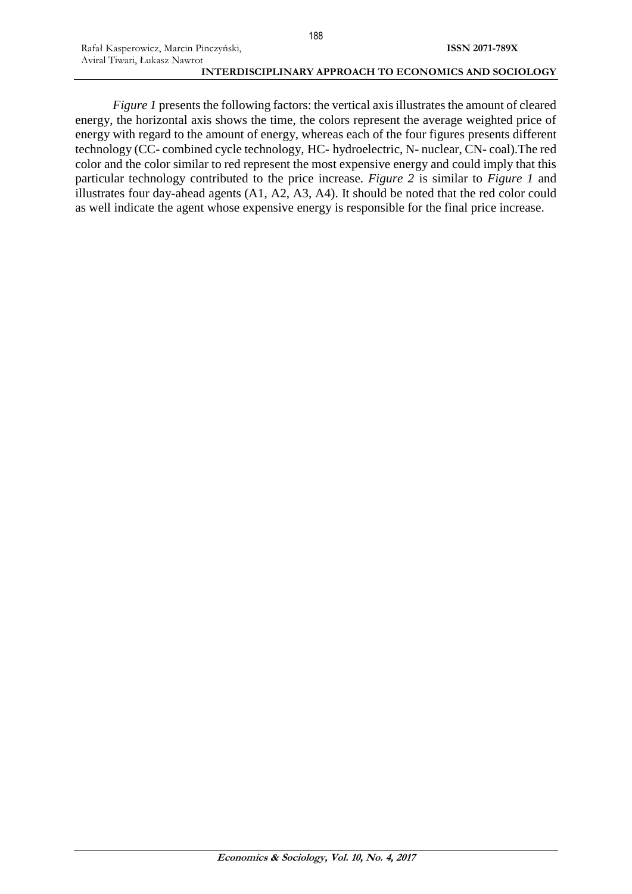*Figure 1* presents the following factors: the vertical axis illustrates the amount of cleared energy, the horizontal axis shows the time, the colors represent the average weighted price of energy with regard to the amount of energy, whereas each of the four figures presents different technology (CC- combined cycle technology, HC- hydroelectric, N- nuclear, CN- coal).The red color and the color similar to red represent the most expensive energy and could imply that this particular technology contributed to the price increase. *Figure 2* is similar to *Figure 1* and illustrates four day-ahead agents (A1, A2, A3, A4). It should be noted that the red color could as well indicate the agent whose expensive energy is responsible for the final price increase.